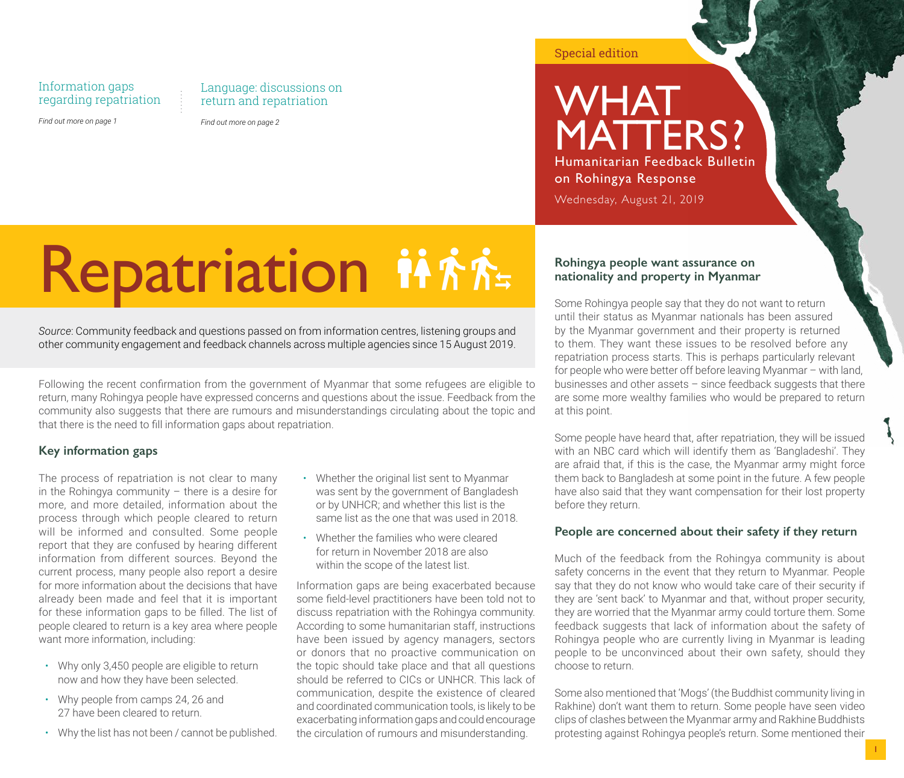Information gaps regarding repatriation

*Find out more on page 1*

Language: discussions on return and repatriation

*Find out more on page 2*

Special edition

# WHAT MATTERS?

Humanitarian Feedback Bulletin on Rohingya Response

Wednesday, August 21, 2019

# Repatriation

*Source*: Community feedback and questions passed on from information centres, listening groups and other community engagement and feedback channels across multiple agencies since 15 August 2019.

Following the recent confirmation from the government of Myanmar that some refugees are eligible to return, many Rohingya people have expressed concerns and questions about the issue. Feedback from the community also suggests that there are rumours and misunderstandings circulating about the topic and that there is the need to fill information gaps about repatriation.

## Key information gaps

The process of repatriation is not clear to many in the Rohingya community – there is a desire for more, and more detailed, information about the process through which people cleared to return will be informed and consulted. Some people report that they are confused by hearing different information from different sources. Beyond the current process, many people also report a desire for more information about the decisions that have already been made and feel that it is important for these information gaps to be filled. The list of people cleared to return is a key area where people want more information, including:

- Why only 3,450 people are eligible to return now and how they have been selected.
- Why people from camps 24, 26 and 27 have been cleared to return.
- Why the list has not been / cannot be published.
- Whether the original list sent to Myanmar was sent by the government of Bangladesh or by UNHCR; and whether this list is the same list as the one that was used in 2018.
- Whether the families who were cleared for return in November 2018 are also within the scope of the latest list.

Information gaps are being exacerbated because some field-level practitioners have been told not to discuss repatriation with the Rohingya community. According to some humanitarian staff, instructions have been issued by agency managers, sectors or donors that no proactive communication on the topic should take place and that all questions should be referred to CICs or UNHCR. This lack of communication, despite the existence of cleared and coordinated communication tools, is likely to be exacerbating information gaps and could encourage the circulation of rumours and misunderstanding.

## Rohingya people want assurance on nationality and property in Myanmar

Some Rohingya people say that they do not want to return until their status as Myanmar nationals has been assured by the Myanmar government and their property is returned to them. They want these issues to be resolved before any repatriation process starts. This is perhaps particularly relevant for people who were better off before leaving Myanmar – with land, businesses and other assets – since feedback suggests that there are some more wealthy families who would be prepared to return at this point.

Some people have heard that, after repatriation, they will be issued with an NBC card which will identify them as 'Bangladeshi'. They are afraid that, if this is the case, the Myanmar army might force them back to Bangladesh at some point in the future. A few people have also said that they want compensation for their lost property before they return.

## People are concerned about their safety if they return

Much of the feedback from the Rohingya community is about safety concerns in the event that they return to Myanmar. People say that they do not know who would take care of their security if they are 'sent back' to Myanmar and that, without proper security, they are worried that the Myanmar army could torture them. Some feedback suggests that lack of information about the safety of Rohingya people who are currently living in Myanmar is leading people to be unconvinced about their own safety, should they choose to return.

Some also mentioned that 'Mogs' (the Buddhist community living in Rakhine) don't want them to return. Some people have seen video clips of clashes between the Myanmar army and Rakhine Buddhists protesting against Rohingya people's return. Some mentioned their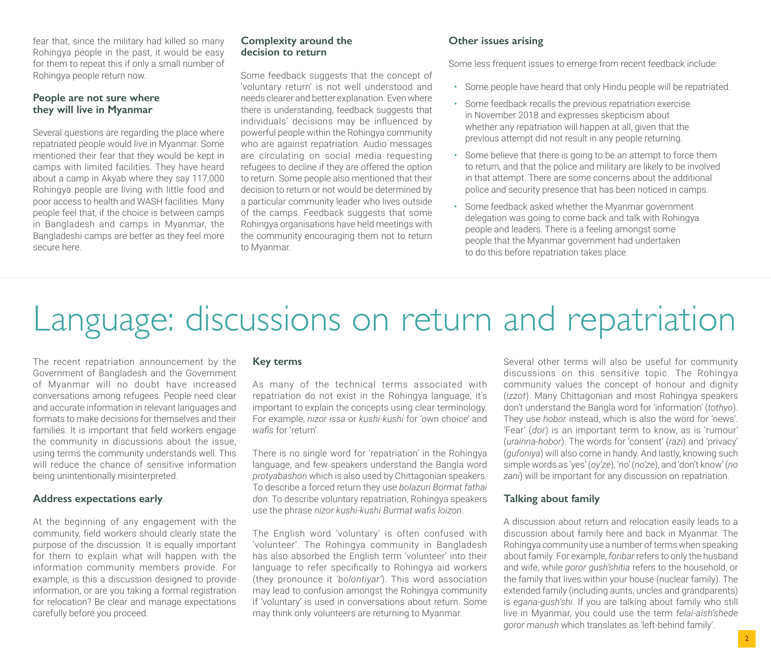fear that, since the military had killed so many Rohingya people in the past, it would be easy for them to repeat this if only a small number of Rohingya people return now.

### People are not sure where they will live in Myanmar

Several questions are regarding the place where repatriated people would live in Myanmar. Some mentioned their fear that they would be kept in camps with limited facilities. They have heard about a camp in Akyab where they say 117,000 Rohingya people are living with little food and poor access to health and WASH facilities. Many people feel that, if the choice is between camps in Bangladesh and camps in Myanmar, the Bangladeshi camps are better as they feel more secure here.

### Complexity around the decision to return

Some feedback suggests that the concept of 'voluntary return' is not well understood and needs clearer and better explanation. Even where there is understanding, feedback suggests that individuals' decisions may be influenced by powerful people within the Rohingya community who are against repatriation. Audio messages are circulating on social media requesting refugees to decline if they are offered the option to return. Some people also mentioned that their decision to return or not would be determined by a particular community leader who lives outside of the camps. Feedback suggests that some Rohingya organisations have held meetings with the community encouraging them not to return to Myanmar.

### Other issues arising

Some less frequent issues to emerge from recent feedback include:

- Some people have heard that only Hindu people will be repatriated.
- Some feedback recalls the previous repatriation exercise in November 2018 and expresses skepticism about whether any repatriation will happen at all, given that the previous attempt did not result in any people returning.
- Some believe that there is going to be an attempt to force them to return, and that the police and military are likely to be involved in that attempt. There are some concerns about the additional police and security presence that has been noticed in camps.
- Some feedback asked whether the Myanmar government delegation was going to come back and talk with Rohingya people and leaders. There is a feeling amongst some people that the Myanmar government had undertaken to do this before repatriation takes place.

# Language: discussions on return and repatriation

The recent repatriation announcement by the Government of Bangladesh and the Government of Myanmar will no doubt have increased conversations among refugees. People need clear and accurate information in relevant languages and formats to make decisions for themselves and their families. It is important that field workers engage the community in discussions about the issue, using terms the community understands well. This will reduce the chance of sensitive information being unintentionally misinterpreted.

### Address expectations early

At the beginning of any engagement with the community, field workers should clearly state the purpose of the discussion. It is equally important for them to explain what will happen with the information community members provide. For example, is this a discussion designed to provide information, or are you taking a formal registration for relocation? Be clear and manage expectations carefully before you proceed.

### Key terms

As many of the technical terms associated with repatriation do not exist in the Rohingya language, it's important to explain the concepts using clear terminology. For example, *nizor issa* or *kushi-kushi* for 'own choice' and *wafis* for 'return'.

There is no single word for 'repatriation' in the Rohingya language, and few speakers understand the Bangla word *protyabashon* which is also used by Chittagonian speakers. To describe a forced return they use *bolazuri Bormat fathai don*. To describe voluntary repatriation, Rohingya speakers use the phrase *nizor kushi-kushi Burmat wafis loizon*.

The English word 'voluntary' is often confused with 'volunteer'. The Rohingya community in Bangladesh has also absorbed the English term 'volunteer' into their language to refer specifically to Rohingya aid workers (they pronounce it *'bolontiyar'*). This word association may lead to confusion amongst the Rohingya community if 'voluntary' is used in conversations about return. Some may think only volunteers are returning to Myanmar.

Several other terms will also be useful for community discussions on this sensitive topic. The Rohingya community values the concept of honour and dignity (*izzot*). Many Chittagonian and most Rohingya speakers don't understand the Bangla word for 'information' (*tothyo*). They use *hobor* instead, which is also the word for 'news'. 'Fear' (*dor*) is an important term to know, as is 'rumour' (*urainna-hobor*). The words for 'consent' (*razi*) and 'privacy' (*gufoniya*) will also come in handy. And lastly, knowing such simple words as 'yes' (*oy'ze*), 'no' (*no'ze*), and 'don't know' (*no zani*) will be important for any discussion on repatriation.

### Talking about family

A discussion about return and relocation easily leads to a discussion about family here and back in Myanmar. The Rohingya community use a number of terms when speaking about family. For example, *foribar* refers to only the husband and wife, while *goror gush'shitia* refers to the household, or the family that lives within your house (nuclear family). The extended family (including aunts, uncles and grandparents) is *egana-gush'shi*. If you are talking about family who still live in Myanmar, you could use the term *felai-aish'shede goror manush* which translates as 'left-behind family'.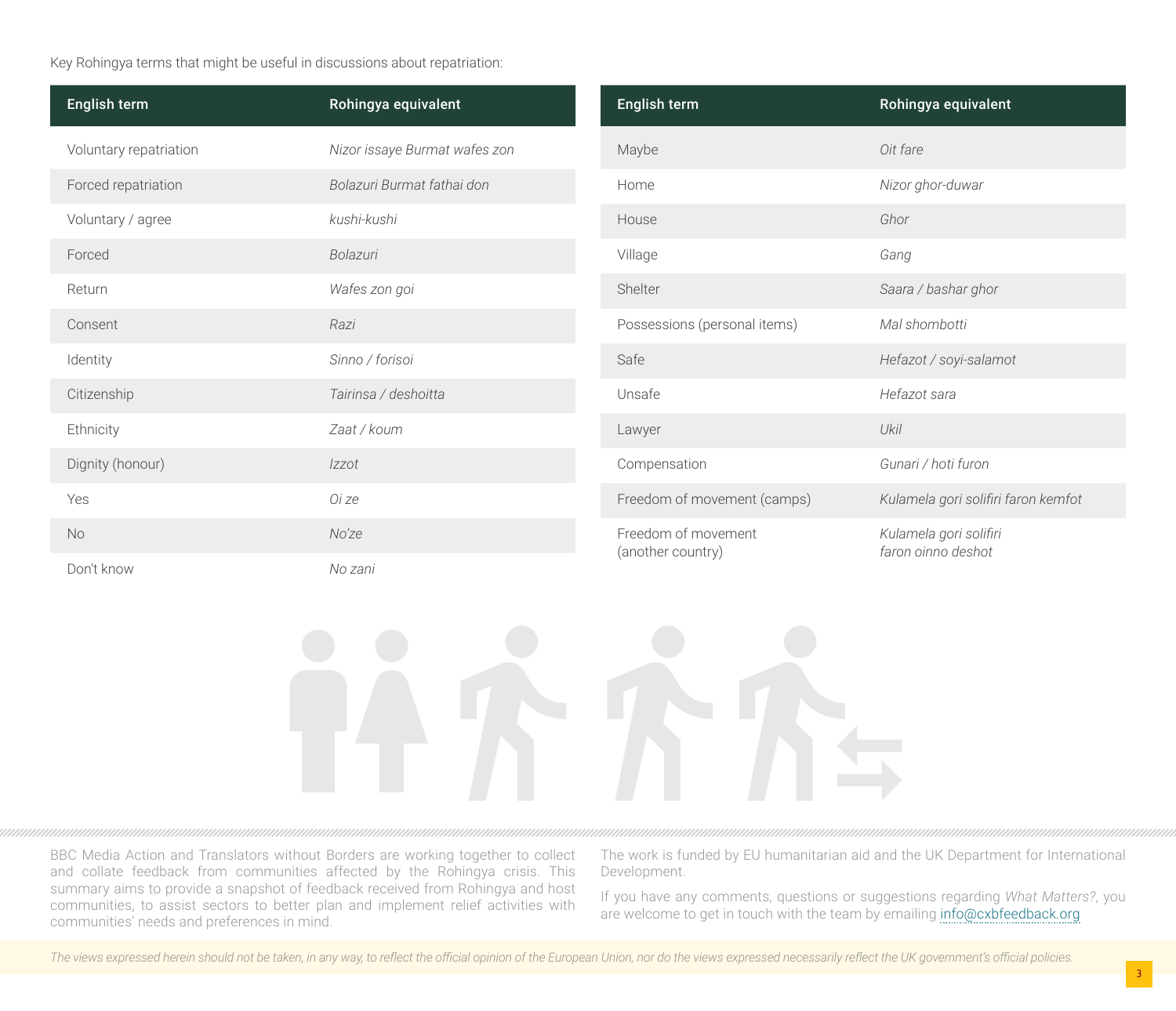Key Rohingya terms that might be useful in discussions about repatriation:

| English term | Rohingya equivalent |
|---|---|
| Voluntary repatriation | *Nizor issaye Burmat wafes zon* |
| Forced repatriation | *Bolazuri Burmat fathai don* |
| Voluntary / agree | *kushi-kushi* |
| Forced | *Bolazuri* |
| Return | *Wafes zon goi* |
| Consent | *Razi* |
| Identity | *Sinno / forisoi* |
| Citizenship | *Tairinsa / deshoitta* |
| Ethnicity | *Zaat / koum* |
| Dignity (honour) | *Izzot* |
| Yes | *Oi ze* |
| No | *No'ze* |
| Don't know | *No zani* |

| English term | Rohingya equivalent |
|---|---|
| Maybe | *Oit fare* |
| Home | *Nizor ghor-duwar* |
| House | *Ghor* |
| Village | *Gang* |
| Shelter | *Saara / bashar ghor* |
| Possessions (personal items) | *Mal shombotti* |
| Safe | *Hefazot / soyi-salamot* |
| Unsafe | *Hefazot sara* |
| Lawyer | *Ukil* |
| Compensation | *Gunari / hoti furon* |
| Freedom of movement (camps) | *Kulamela gori solifiri faron kemfot* |
| Freedom of movement (another country) | *Kulamela gori solifiri faron oinno deshot* |

BBC Media Action and Translators without Borders are working together to collect and collate feedback from communities affected by the Rohingya crisis. This summary aims to provide a snapshot of feedback received from Rohingya and host communities, to assist sectors to better plan and implement relief activities with communities' needs and preferences in mind.

The work is funded by EU humanitarian aid and the UK Department for International Development.

If you have any comments, questions or suggestions regarding *What Matters?*, you are welcome to get in touch with the team by emailing info@cxbfeedback.org

*The views expressed herein should not be taken, in any way, to reflect the official opinion of the European Union, nor do the views expressed necessarily reflect the UK government's official policies.*